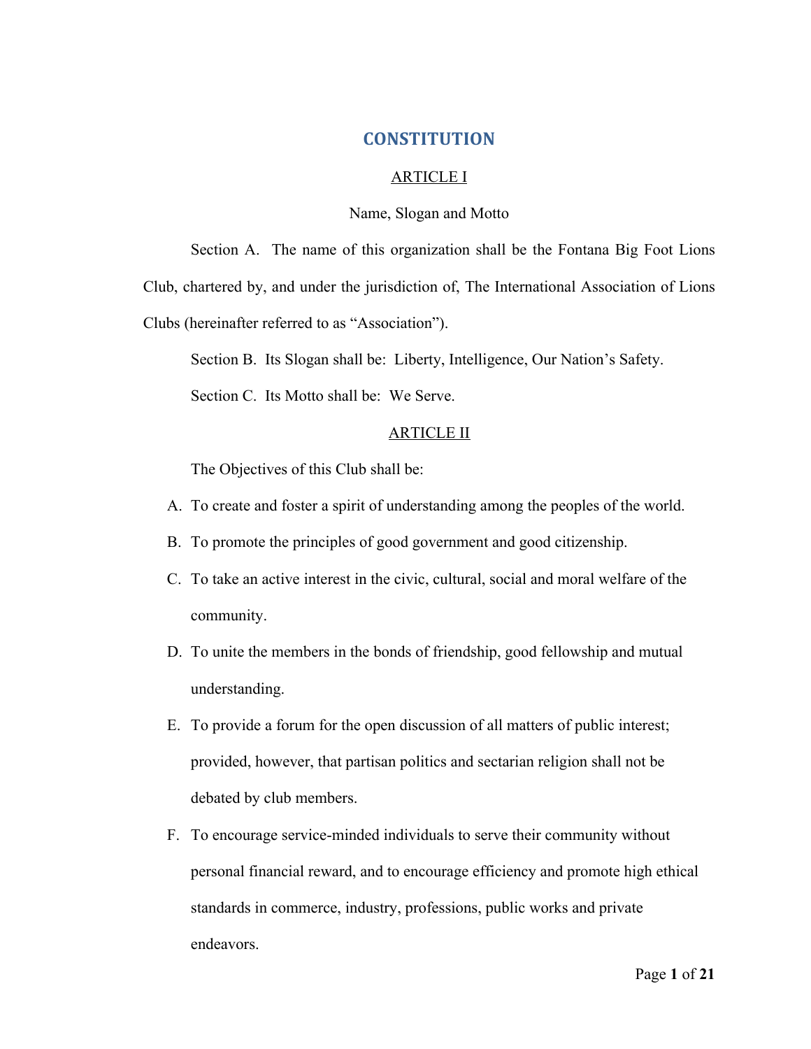# CONSTITUTION

## ARTICLE I

Name, Slogan and Motto

Section A. The name of this organization shall be the Fontana Big Foot Lions Club, chartered by, and under the jurisdiction of, The International Association of Lions Clubs (hereinafter referred to as "Association").

Section B. Its Slogan shall be: Liberty, Intelligence, Our Nation's Safety.

Section C. Its Motto shall be: We Serve.

## ARTICLE II

The Objectives of this Club shall be:

A. To create and foster a spirit of understanding among the peoples of the world.

B. To promote the principles of good government and good citizenship.

C. To take an active interest in the civic, cultural, social and moral welfare of the community.

D. To unite the members in the bonds of friendship, good fellowship and mutual understanding.

E. To provide a forum for the open discussion of all matters of public interest; provided, however, that partisan politics and sectarian religion shall not be debated by club members.

F. To encourage service-minded individuals to serve their community without personal financial reward, and to encourage efficiency and promote high ethical standards in commerce, industry, professions, public works and private endeavors.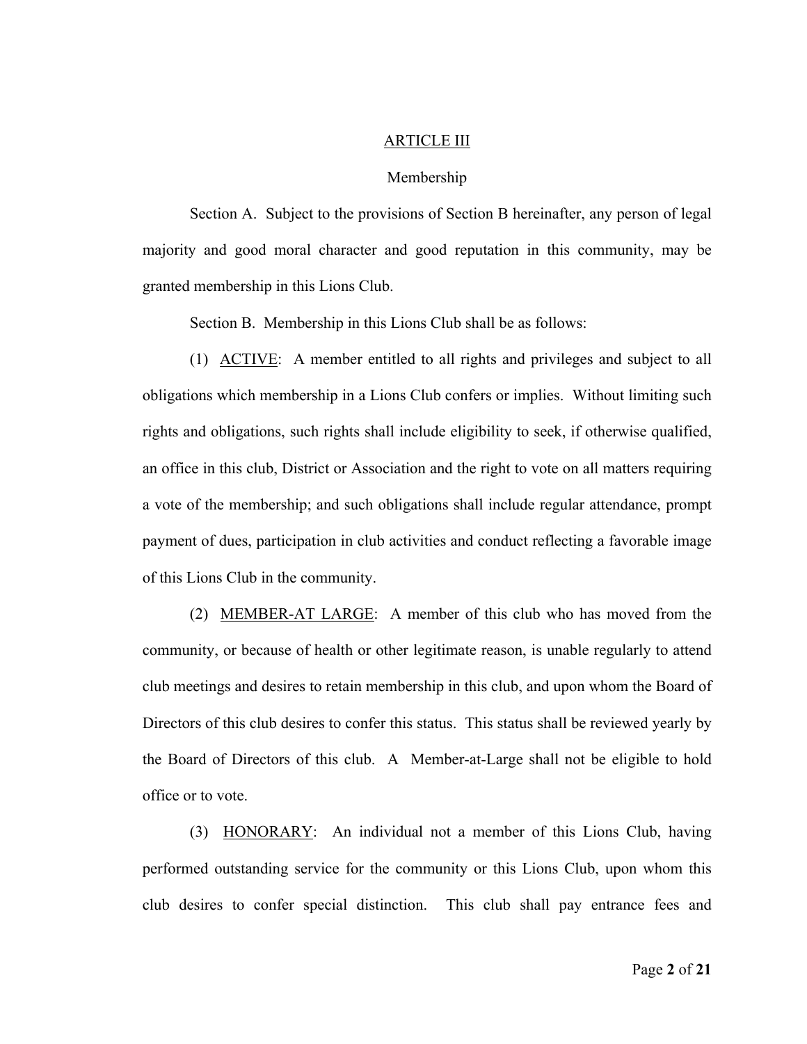## ARTICLE III

### Membership

Section A. Subject to the provisions of Section B hereinafter, any person of legal majority and good moral character and good reputation in this community, may be granted membership in this Lions Club.

Section B. Membership in this Lions Club shall be as follows:

(1) ACTIVE: A member entitled to all rights and privileges and subject to all obligations which membership in a Lions Club confers or implies. Without limiting such rights and obligations, such rights shall include eligibility to seek, if otherwise qualified, an office in this club, District or Association and the right to vote on all matters requiring a vote of the membership; and such obligations shall include regular attendance, prompt payment of dues, participation in club activities and conduct reflecting a favorable image of this Lions Club in the community.

(2) MEMBER-AT LARGE: A member of this club who has moved from the community, or because of health or other legitimate reason, is unable regularly to attend club meetings and desires to retain membership in this club, and upon whom the Board of Directors of this club desires to confer this status. This status shall be reviewed yearly by the Board of Directors of this club. A Member-at-Large shall not be eligible to hold office or to vote.

(3) HONORARY: An individual not a member of this Lions Club, having performed outstanding service for the community or this Lions Club, upon whom this club desires to confer special distinction. This club shall pay entrance fees and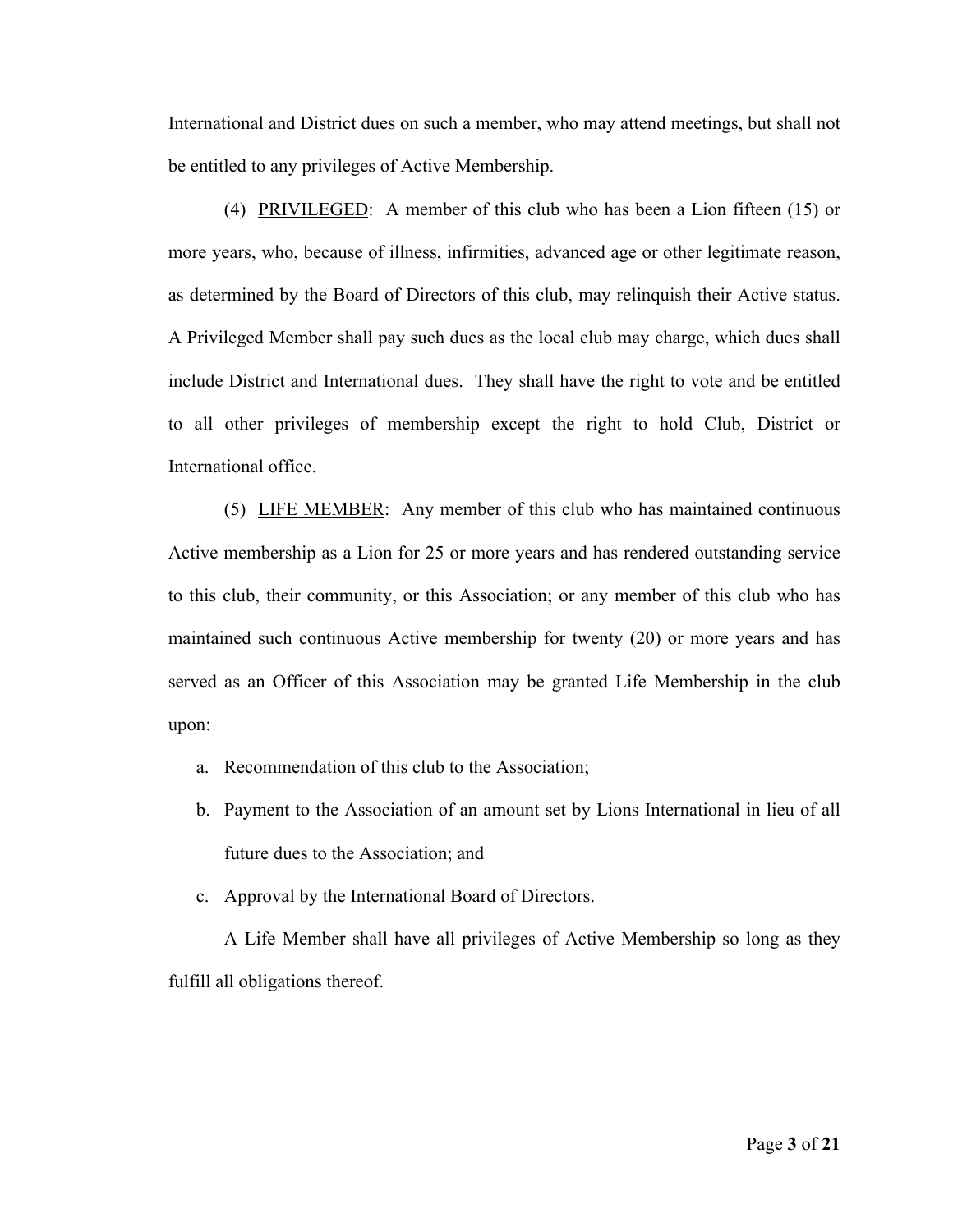International and District dues on such a member, who may attend meetings, but shall not be entitled to any privileges of Active Membership.

(4) PRIVILEGED: A member of this club who has been a Lion fifteen (15) or more years, who, because of illness, infirmities, advanced age or other legitimate reason, as determined by the Board of Directors of this club, may relinquish their Active status. A Privileged Member shall pay such dues as the local club may charge, which dues shall include District and International dues. They shall have the right to vote and be entitled to all other privileges of membership except the right to hold Club, District or International office.

(5) LIFE MEMBER: Any member of this club who has maintained continuous Active membership as a Lion for 25 or more years and has rendered outstanding service to this club, their community, or this Association; or any member of this club who has maintained such continuous Active membership for twenty (20) or more years and has served as an Officer of this Association may be granted Life Membership in the club upon:

a. Recommendation of this club to the Association;
b. Payment to the Association of an amount set by Lions International in lieu of all future dues to the Association; and
c. Approval by the International Board of Directors.

A Life Member shall have all privileges of Active Membership so long as they fulfill all obligations thereof.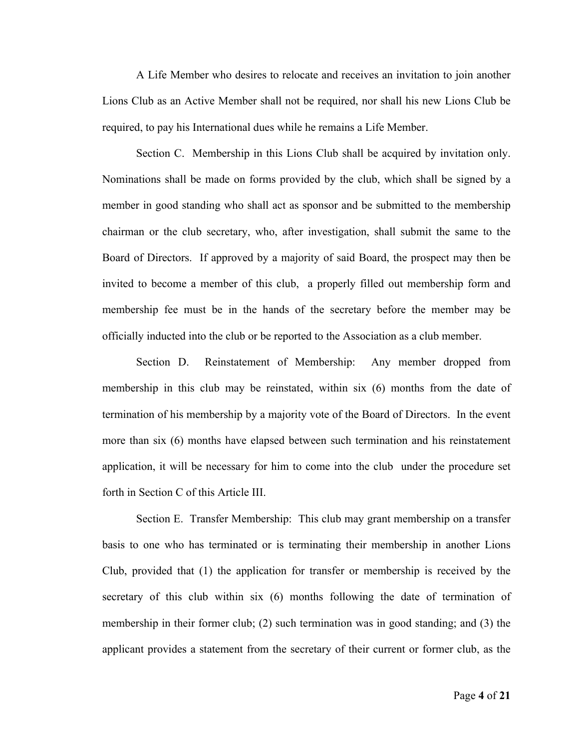A Life Member who desires to relocate and receives an invitation to join another Lions Club as an Active Member shall not be required, nor shall his new Lions Club be required, to pay his International dues while he remains a Life Member.

Section C. Membership in this Lions Club shall be acquired by invitation only. Nominations shall be made on forms provided by the club, which shall be signed by a member in good standing who shall act as sponsor and be submitted to the membership chairman or the club secretary, who, after investigation, shall submit the same to the Board of Directors. If approved by a majority of said Board, the prospect may then be invited to become a member of this club, a properly filled out membership form and membership fee must be in the hands of the secretary before the member may be officially inducted into the club or be reported to the Association as a club member.

Section D. Reinstatement of Membership: Any member dropped from membership in this club may be reinstated, within six (6) months from the date of termination of his membership by a majority vote of the Board of Directors. In the event more than six (6) months have elapsed between such termination and his reinstatement application, it will be necessary for him to come into the club under the procedure set forth in Section C of this Article III.

Section E. Transfer Membership: This club may grant membership on a transfer basis to one who has terminated or is terminating their membership in another Lions Club, provided that (1) the application for transfer or membership is received by the secretary of this club within six (6) months following the date of termination of membership in their former club; (2) such termination was in good standing; and (3) the applicant provides a statement from the secretary of their current or former club, as the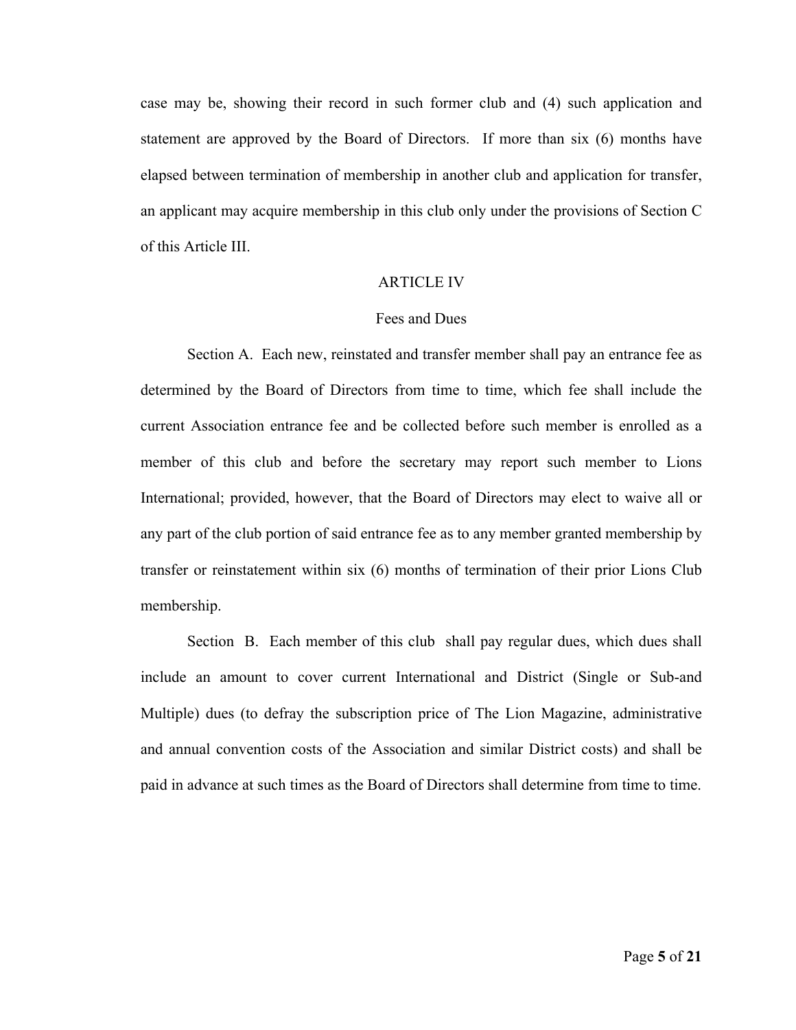case may be, showing their record in such former club and (4) such application and statement are approved by the Board of Directors. If more than six (6) months have elapsed between termination of membership in another club and application for transfer, an applicant may acquire membership in this club only under the provisions of Section C of this Article III.

## ARTICLE IV

### Fees and Dues

Section A. Each new, reinstated and transfer member shall pay an entrance fee as determined by the Board of Directors from time to time, which fee shall include the current Association entrance fee and be collected before such member is enrolled as a member of this club and before the secretary may report such member to Lions International; provided, however, that the Board of Directors may elect to waive all or any part of the club portion of said entrance fee as to any member granted membership by transfer or reinstatement within six (6) months of termination of their prior Lions Club membership.

Section B. Each member of this club shall pay regular dues, which dues shall include an amount to cover current International and District (Single or Sub-and Multiple) dues (to defray the subscription price of The Lion Magazine, administrative and annual convention costs of the Association and similar District costs) and shall be paid in advance at such times as the Board of Directors shall determine from time to time.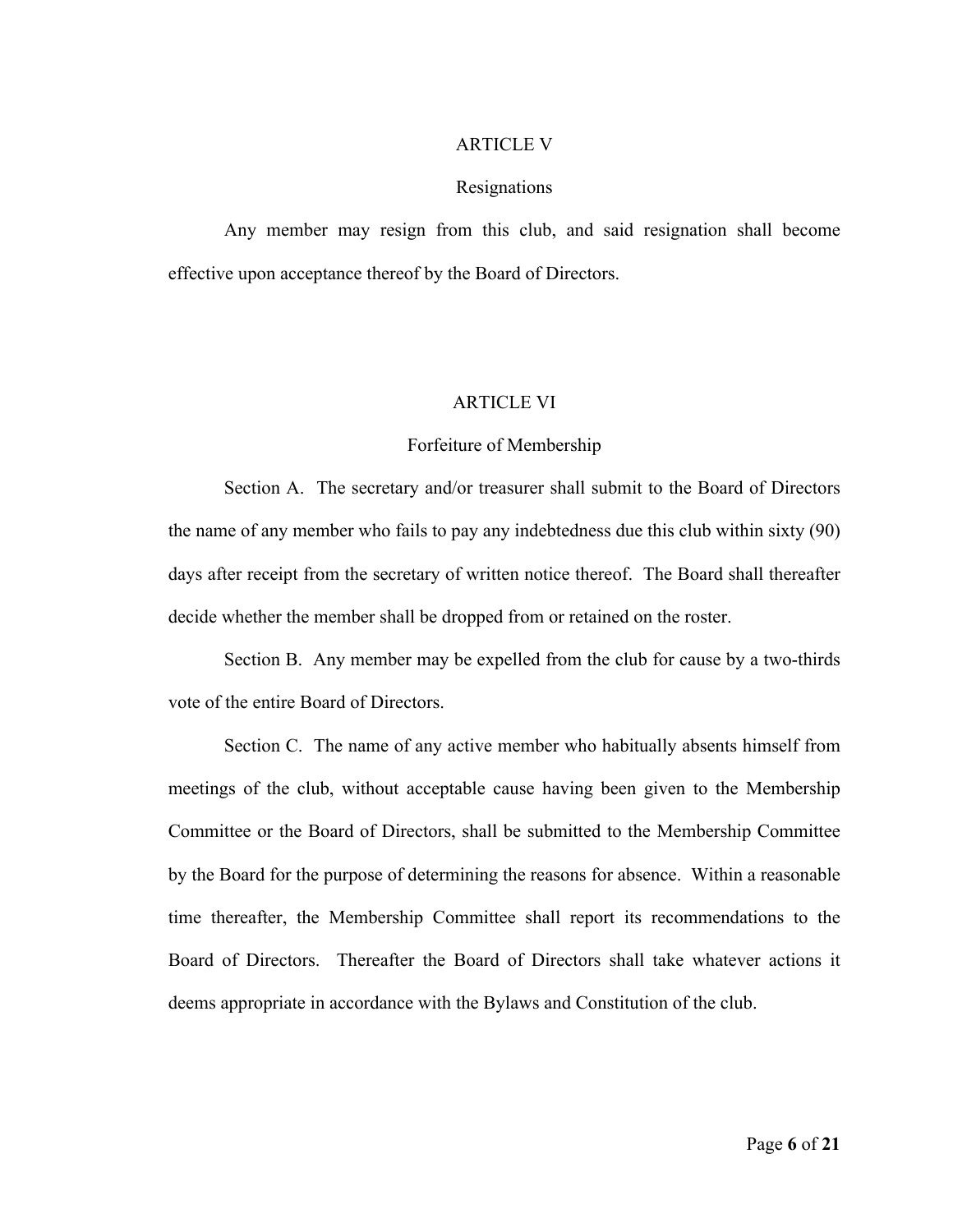## ARTICLE V

### Resignations

Any member may resign from this club, and said resignation shall become effective upon acceptance thereof by the Board of Directors.

## ARTICLE VI

### Forfeiture of Membership

Section A. The secretary and/or treasurer shall submit to the Board of Directors the name of any member who fails to pay any indebtedness due this club within sixty (90) days after receipt from the secretary of written notice thereof. The Board shall thereafter decide whether the member shall be dropped from or retained on the roster.

Section B. Any member may be expelled from the club for cause by a two-thirds vote of the entire Board of Directors.

Section C. The name of any active member who habitually absents himself from meetings of the club, without acceptable cause having been given to the Membership Committee or the Board of Directors, shall be submitted to the Membership Committee by the Board for the purpose of determining the reasons for absence. Within a reasonable time thereafter, the Membership Committee shall report its recommendations to the Board of Directors. Thereafter the Board of Directors shall take whatever actions it deems appropriate in accordance with the Bylaws and Constitution of the club.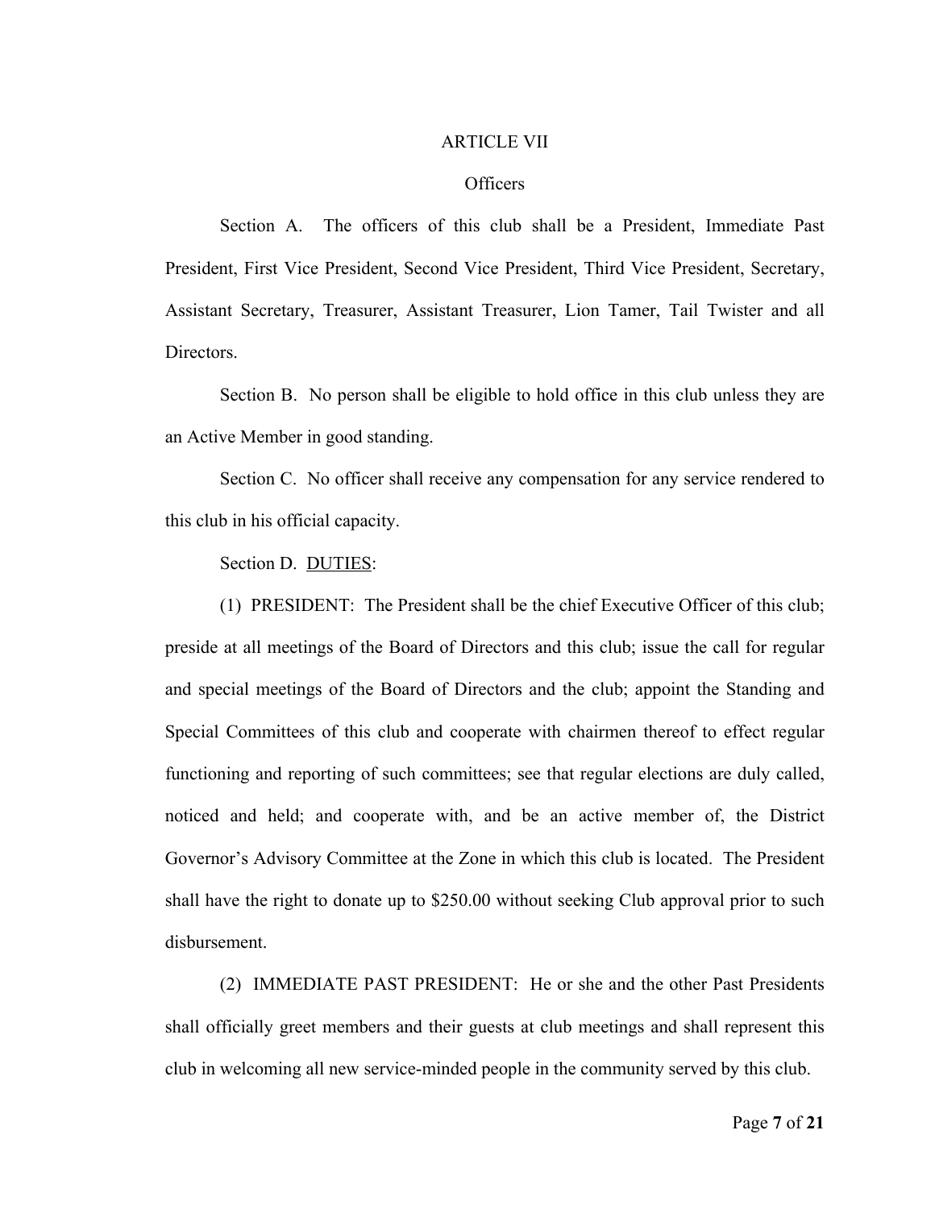# ARTICLE VII

## Officers

Section A. The officers of this club shall be a President, Immediate Past President, First Vice President, Second Vice President, Third Vice President, Secretary, Assistant Secretary, Treasurer, Assistant Treasurer, Lion Tamer, Tail Twister and all Directors.

Section B. No person shall be eligible to hold office in this club unless they are an Active Member in good standing.

Section C. No officer shall receive any compensation for any service rendered to this club in his official capacity.

Section D. <u>DUTIES</u>:

(1) PRESIDENT: The President shall be the chief Executive Officer of this club; preside at all meetings of the Board of Directors and this club; issue the call for regular and special meetings of the Board of Directors and the club; appoint the Standing and Special Committees of this club and cooperate with chairmen thereof to effect regular functioning and reporting of such committees; see that regular elections are duly called, noticed and held; and cooperate with, and be an active member of, the District Governor's Advisory Committee at the Zone in which this club is located. The President shall have the right to donate up to $250.00 without seeking Club approval prior to such disbursement.

(2) IMMEDIATE PAST PRESIDENT: He or she and the other Past Presidents shall officially greet members and their guests at club meetings and shall represent this club in welcoming all new service-minded people in the community served by this club.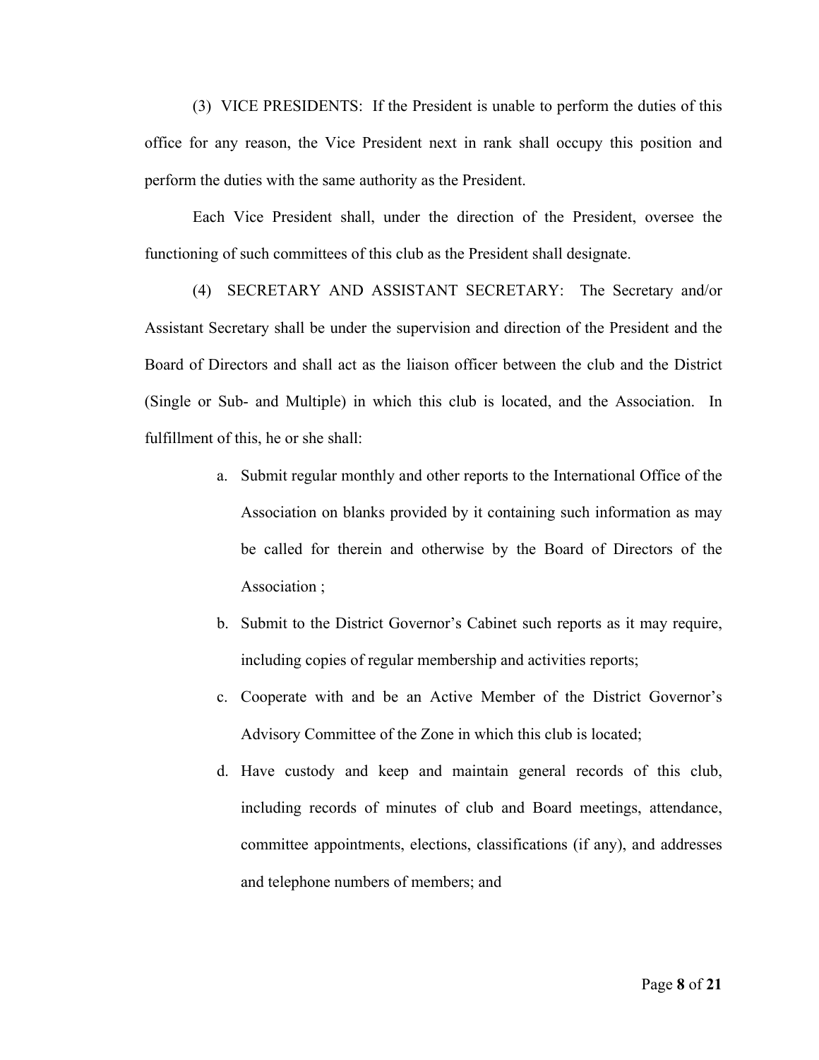(3) VICE PRESIDENTS: If the President is unable to perform the duties of this office for any reason, the Vice President next in rank shall occupy this position and perform the duties with the same authority as the President.

Each Vice President shall, under the direction of the President, oversee the functioning of such committees of this club as the President shall designate.

(4) SECRETARY AND ASSISTANT SECRETARY: The Secretary and/or Assistant Secretary shall be under the supervision and direction of the President and the Board of Directors and shall act as the liaison officer between the club and the District (Single or Sub- and Multiple) in which this club is located, and the Association. In fulfillment of this, he or she shall:

a. Submit regular monthly and other reports to the International Office of the Association on blanks provided by it containing such information as may be called for therein and otherwise by the Board of Directors of the Association ;
b. Submit to the District Governor's Cabinet such reports as it may require, including copies of regular membership and activities reports;
c. Cooperate with and be an Active Member of the District Governor's Advisory Committee of the Zone in which this club is located;
d. Have custody and keep and maintain general records of this club, including records of minutes of club and Board meetings, attendance, committee appointments, elections, classifications (if any), and addresses and telephone numbers of members; and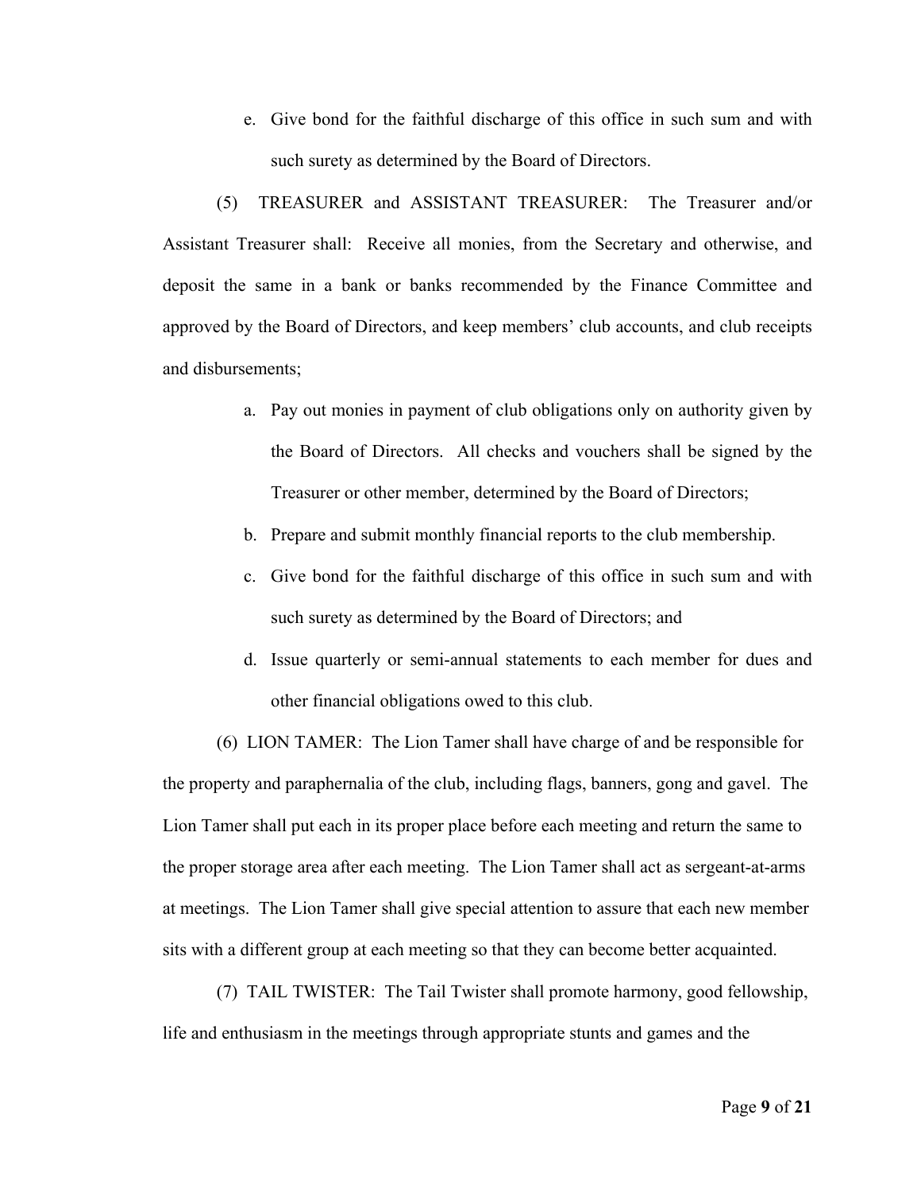e. Give bond for the faithful discharge of this office in such sum and with such surety as determined by the Board of Directors.

(5) TREASURER and ASSISTANT TREASURER: The Treasurer and/or Assistant Treasurer shall: Receive all monies, from the Secretary and otherwise, and deposit the same in a bank or banks recommended by the Finance Committee and approved by the Board of Directors, and keep members' club accounts, and club receipts and disbursements;

a. Pay out monies in payment of club obligations only on authority given by the Board of Directors. All checks and vouchers shall be signed by the Treasurer or other member, determined by the Board of Directors;
b. Prepare and submit monthly financial reports to the club membership.
c. Give bond for the faithful discharge of this office in such sum and with such surety as determined by the Board of Directors; and
d. Issue quarterly or semi-annual statements to each member for dues and other financial obligations owed to this club.

(6) LION TAMER: The Lion Tamer shall have charge of and be responsible for the property and paraphernalia of the club, including flags, banners, gong and gavel. The Lion Tamer shall put each in its proper place before each meeting and return the same to the proper storage area after each meeting. The Lion Tamer shall act as sergeant-at-arms at meetings. The Lion Tamer shall give special attention to assure that each new member sits with a different group at each meeting so that they can become better acquainted.

(7) TAIL TWISTER: The Tail Twister shall promote harmony, good fellowship, life and enthusiasm in the meetings through appropriate stunts and games and the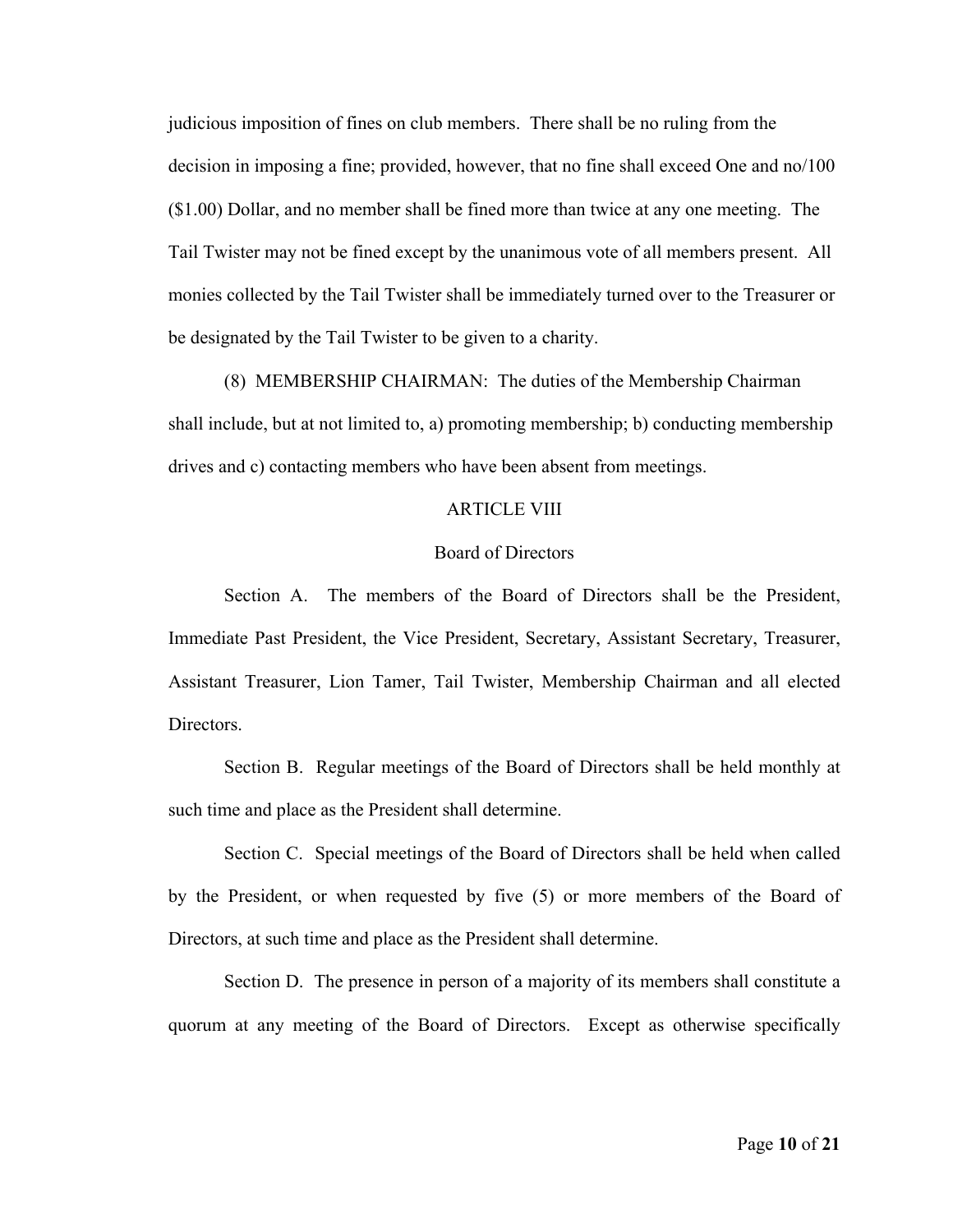judicious imposition of fines on club members. There shall be no ruling from the decision in imposing a fine; provided, however, that no fine shall exceed One and no/100 ($1.00) Dollar, and no member shall be fined more than twice at any one meeting. The Tail Twister may not be fined except by the unanimous vote of all members present. All monies collected by the Tail Twister shall be immediately turned over to the Treasurer or be designated by the Tail Twister to be given to a charity.

(8) MEMBERSHIP CHAIRMAN: The duties of the Membership Chairman shall include, but at not limited to, a) promoting membership; b) conducting membership drives and c) contacting members who have been absent from meetings.

## ARTICLE VIII

### Board of Directors

Section A. The members of the Board of Directors shall be the President, Immediate Past President, the Vice President, Secretary, Assistant Secretary, Treasurer, Assistant Treasurer, Lion Tamer, Tail Twister, Membership Chairman and all elected Directors.

Section B. Regular meetings of the Board of Directors shall be held monthly at such time and place as the President shall determine.

Section C. Special meetings of the Board of Directors shall be held when called by the President, or when requested by five (5) or more members of the Board of Directors, at such time and place as the President shall determine.

Section D. The presence in person of a majority of its members shall constitute a quorum at any meeting of the Board of Directors. Except as otherwise specifically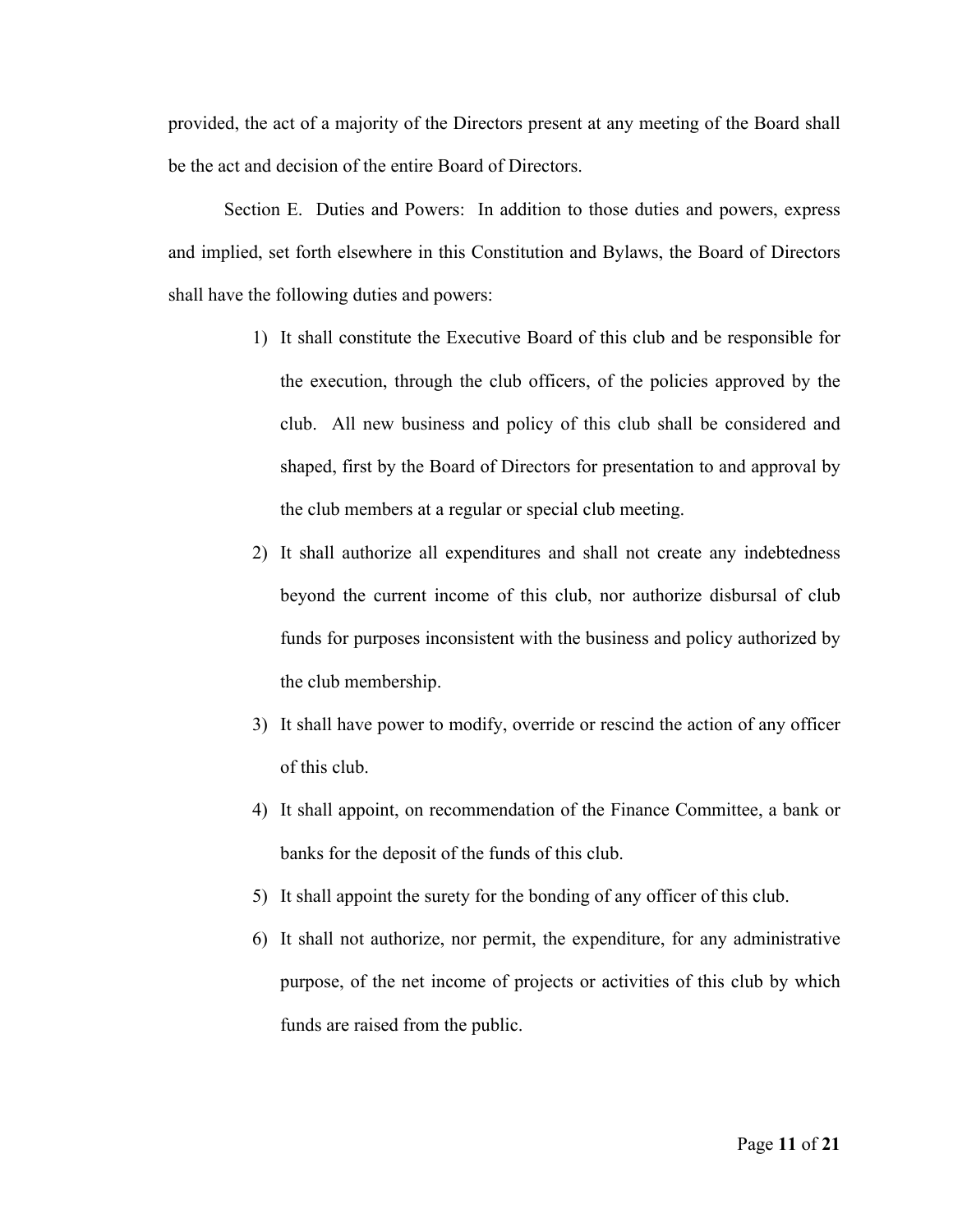provided, the act of a majority of the Directors present at any meeting of the Board shall be the act and decision of the entire Board of Directors.

Section E. Duties and Powers: In addition to those duties and powers, express and implied, set forth elsewhere in this Constitution and Bylaws, the Board of Directors shall have the following duties and powers:

1) It shall constitute the Executive Board of this club and be responsible for the execution, through the club officers, of the policies approved by the club. All new business and policy of this club shall be considered and shaped, first by the Board of Directors for presentation to and approval by the club members at a regular or special club meeting.
2) It shall authorize all expenditures and shall not create any indebtedness beyond the current income of this club, nor authorize disbursal of club funds for purposes inconsistent with the business and policy authorized by the club membership.
3) It shall have power to modify, override or rescind the action of any officer of this club.
4) It shall appoint, on recommendation of the Finance Committee, a bank or banks for the deposit of the funds of this club.
5) It shall appoint the surety for the bonding of any officer of this club.
6) It shall not authorize, nor permit, the expenditure, for any administrative purpose, of the net income of projects or activities of this club by which funds are raised from the public.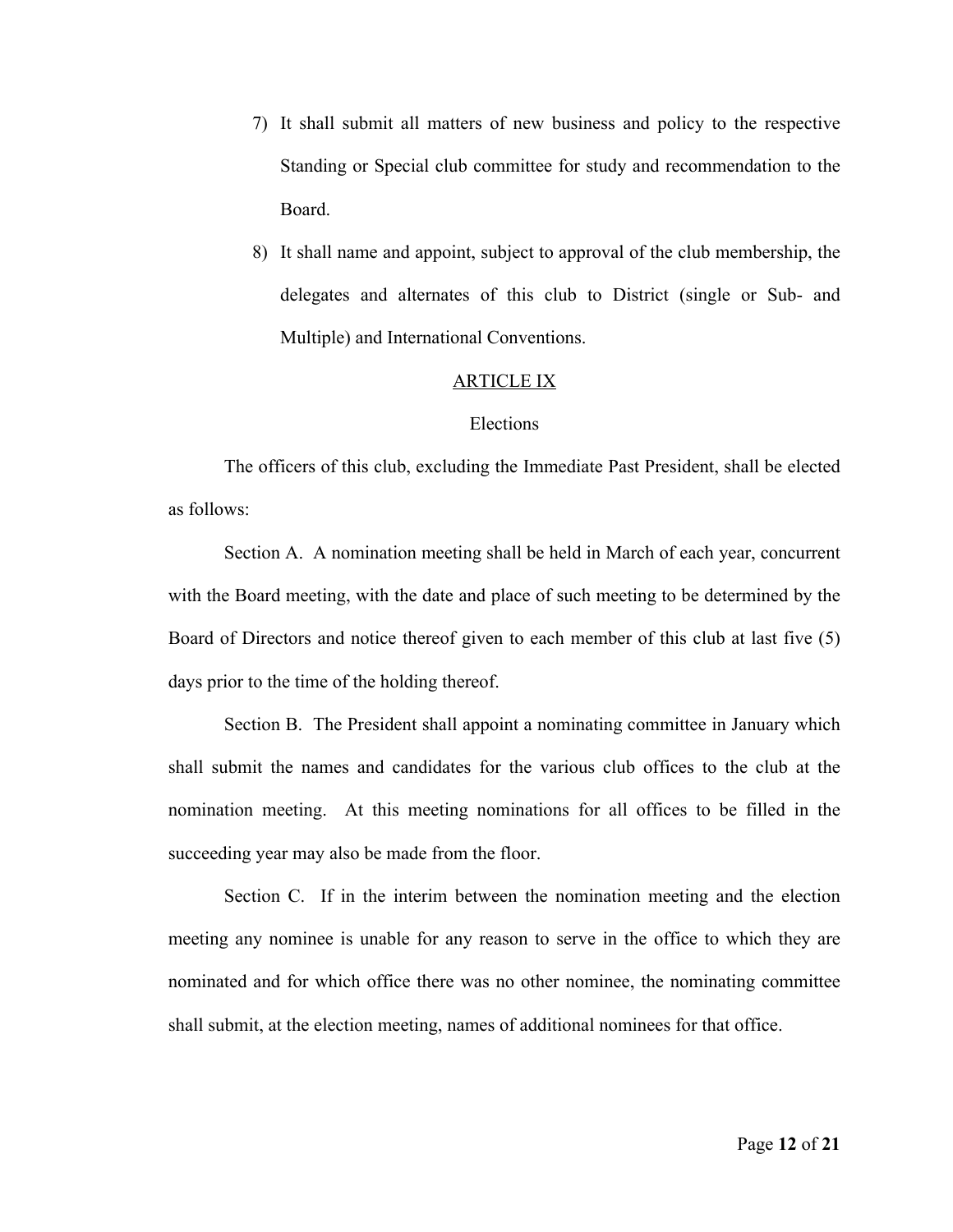7) It shall submit all matters of new business and policy to the respective Standing or Special club committee for study and recommendation to the Board.

8) It shall name and appoint, subject to approval of the club membership, the delegates and alternates of this club to District (single or Sub- and Multiple) and International Conventions.

## ARTICLE IX

### Elections

The officers of this club, excluding the Immediate Past President, shall be elected as follows:

Section A. A nomination meeting shall be held in March of each year, concurrent with the Board meeting, with the date and place of such meeting to be determined by the Board of Directors and notice thereof given to each member of this club at last five (5) days prior to the time of the holding thereof.

Section B. The President shall appoint a nominating committee in January which shall submit the names and candidates for the various club offices to the club at the nomination meeting. At this meeting nominations for all offices to be filled in the succeeding year may also be made from the floor.

Section C. If in the interim between the nomination meeting and the election meeting any nominee is unable for any reason to serve in the office to which they are nominated and for which office there was no other nominee, the nominating committee shall submit, at the election meeting, names of additional nominees for that office.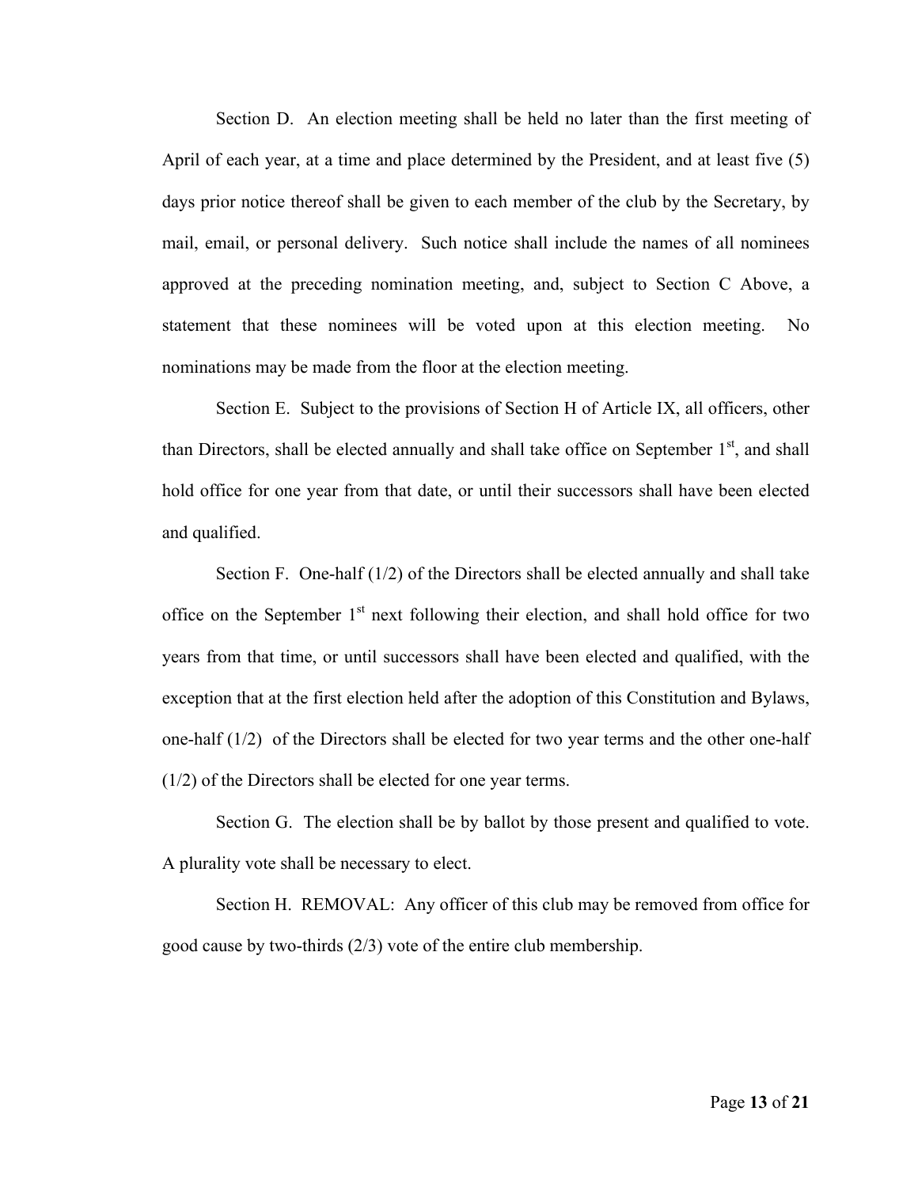Section D. An election meeting shall be held no later than the first meeting of April of each year, at a time and place determined by the President, and at least five (5) days prior notice thereof shall be given to each member of the club by the Secretary, by mail, email, or personal delivery. Such notice shall include the names of all nominees approved at the preceding nomination meeting, and, subject to Section C Above, a statement that these nominees will be voted upon at this election meeting. No nominations may be made from the floor at the election meeting.

Section E. Subject to the provisions of Section H of Article IX, all officers, other than Directors, shall be elected annually and shall take office on September 1st, and shall hold office for one year from that date, or until their successors shall have been elected and qualified.

Section F. One-half (1/2) of the Directors shall be elected annually and shall take office on the September 1st next following their election, and shall hold office for two years from that time, or until successors shall have been elected and qualified, with the exception that at the first election held after the adoption of this Constitution and Bylaws, one-half (1/2) of the Directors shall be elected for two year terms and the other one-half (1/2) of the Directors shall be elected for one year terms.

Section G. The election shall be by ballot by those present and qualified to vote. A plurality vote shall be necessary to elect.

Section H. REMOVAL: Any officer of this club may be removed from office for good cause by two-thirds (2/3) vote of the entire club membership.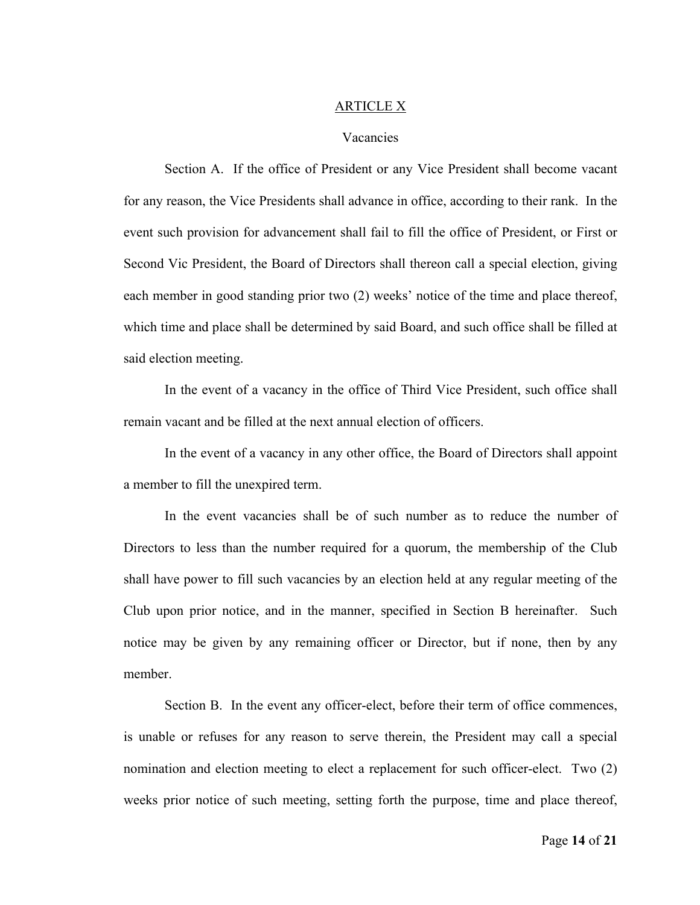## ARTICLE X

### Vacancies

Section A. If the office of President or any Vice President shall become vacant for any reason, the Vice Presidents shall advance in office, according to their rank. In the event such provision for advancement shall fail to fill the office of President, or First or Second Vic President, the Board of Directors shall thereon call a special election, giving each member in good standing prior two (2) weeks' notice of the time and place thereof, which time and place shall be determined by said Board, and such office shall be filled at said election meeting.

In the event of a vacancy in the office of Third Vice President, such office shall remain vacant and be filled at the next annual election of officers.

In the event of a vacancy in any other office, the Board of Directors shall appoint a member to fill the unexpired term.

In the event vacancies shall be of such number as to reduce the number of Directors to less than the number required for a quorum, the membership of the Club shall have power to fill such vacancies by an election held at any regular meeting of the Club upon prior notice, and in the manner, specified in Section B hereinafter. Such notice may be given by any remaining officer or Director, but if none, then by any member.

Section B. In the event any officer-elect, before their term of office commences, is unable or refuses for any reason to serve therein, the President may call a special nomination and election meeting to elect a replacement for such officer-elect. Two (2) weeks prior notice of such meeting, setting forth the purpose, time and place thereof,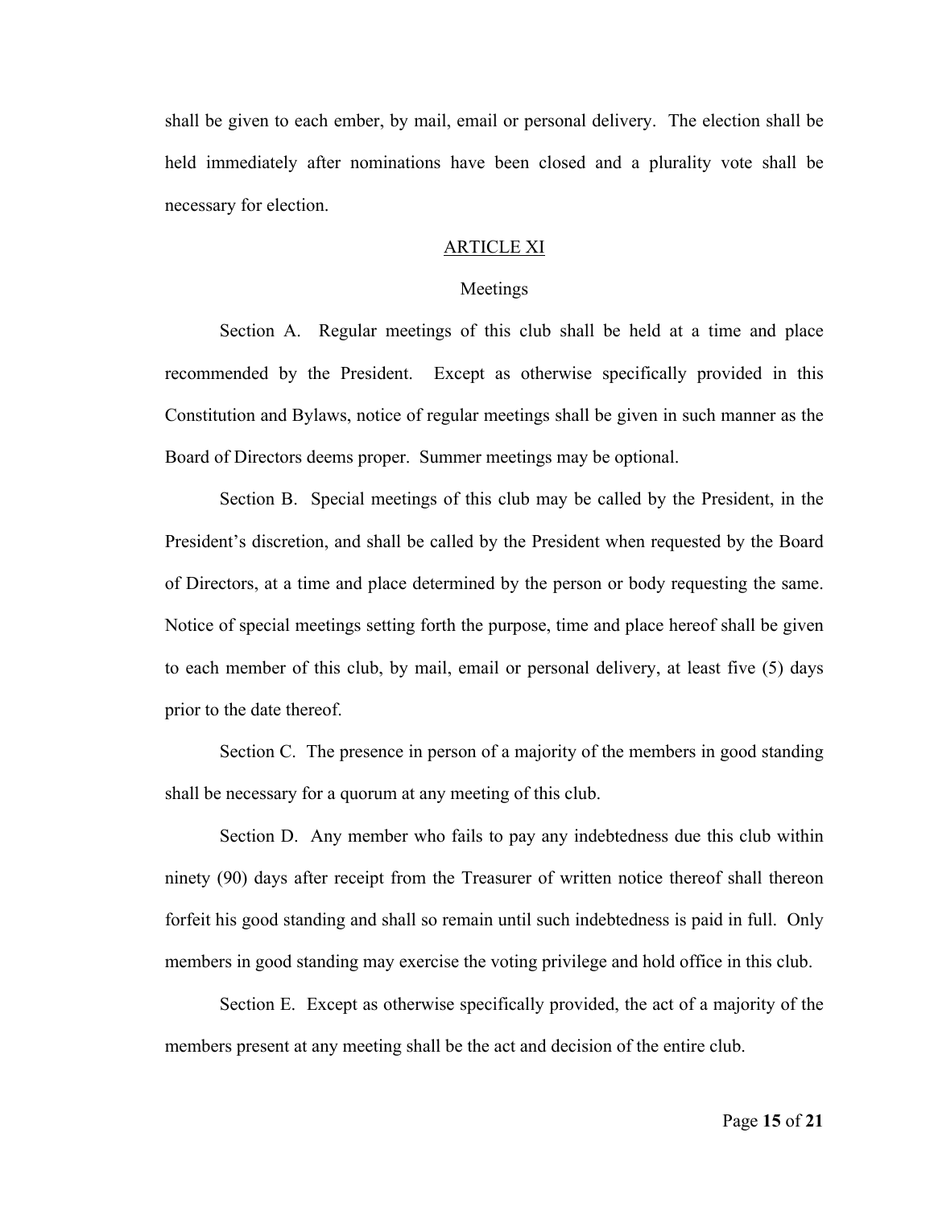shall be given to each ember, by mail, email or personal delivery. The election shall be held immediately after nominations have been closed and a plurality vote shall be necessary for election.

## ARTICLE XI

### Meetings

Section A. Regular meetings of this club shall be held at a time and place recommended by the President. Except as otherwise specifically provided in this Constitution and Bylaws, notice of regular meetings shall be given in such manner as the Board of Directors deems proper. Summer meetings may be optional.

Section B. Special meetings of this club may be called by the President, in the President's discretion, and shall be called by the President when requested by the Board of Directors, at a time and place determined by the person or body requesting the same. Notice of special meetings setting forth the purpose, time and place hereof shall be given to each member of this club, by mail, email or personal delivery, at least five (5) days prior to the date thereof.

Section C. The presence in person of a majority of the members in good standing shall be necessary for a quorum at any meeting of this club.

Section D. Any member who fails to pay any indebtedness due this club within ninety (90) days after receipt from the Treasurer of written notice thereof shall thereon forfeit his good standing and shall so remain until such indebtedness is paid in full. Only members in good standing may exercise the voting privilege and hold office in this club.

Section E. Except as otherwise specifically provided, the act of a majority of the members present at any meeting shall be the act and decision of the entire club.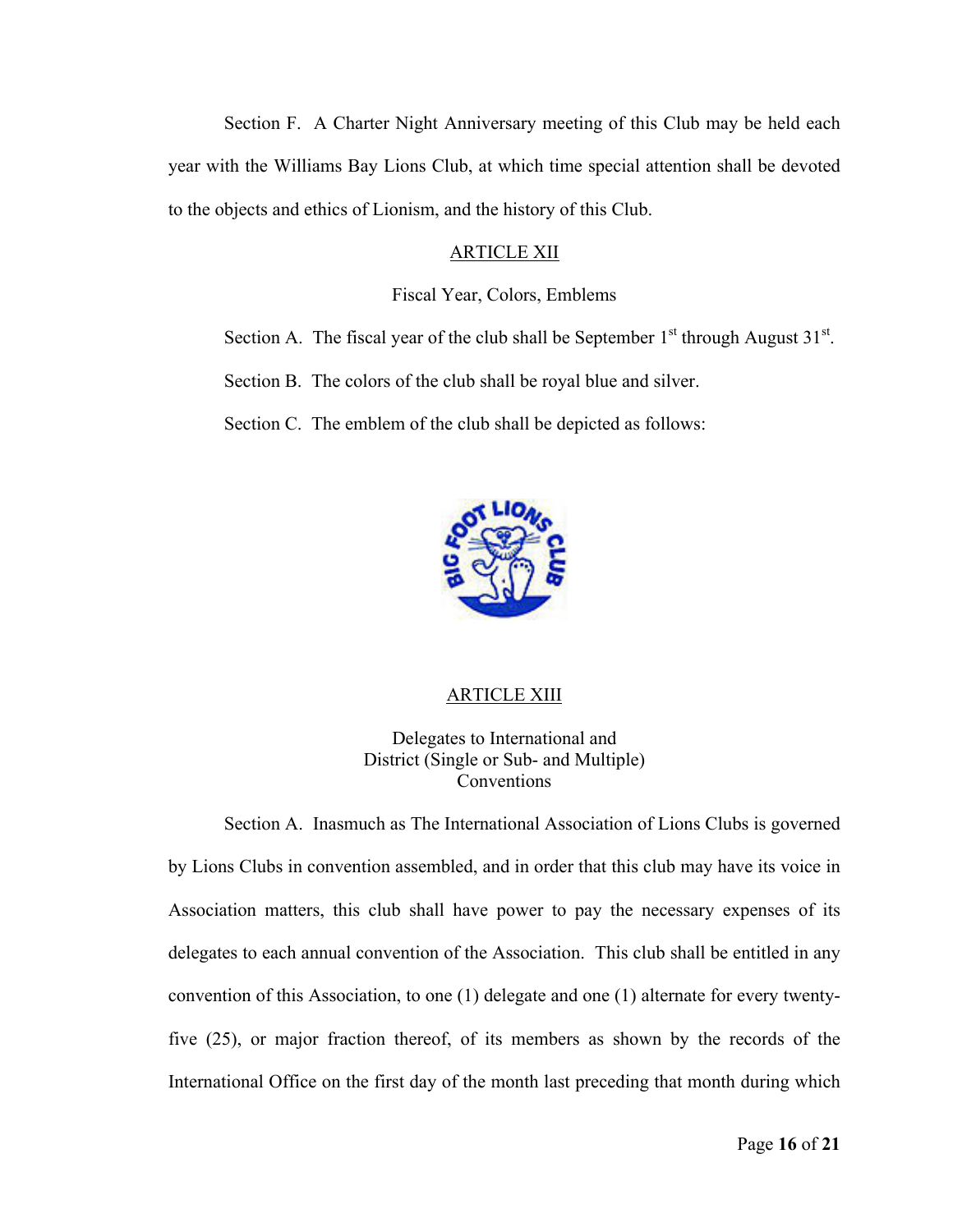Section F. A Charter Night Anniversary meeting of this Club may be held each year with the Williams Bay Lions Club, at which time special attention shall be devoted to the objects and ethics of Lionism, and the history of this Club.

## ARTICLE XII

Fiscal Year, Colors, Emblems

Section A. The fiscal year of the club shall be September 1st through August 31st.

Section B. The colors of the club shall be royal blue and silver.

Section C. The emblem of the club shall be depicted as follows:

## ARTICLE XIII

Delegates to International and District (Single or Sub- and Multiple) Conventions

Section A. Inasmuch as The International Association of Lions Clubs is governed by Lions Clubs in convention assembled, and in order that this club may have its voice in Association matters, this club shall have power to pay the necessary expenses of its delegates to each annual convention of the Association. This club shall be entitled in any convention of this Association, to one (1) delegate and one (1) alternate for every twenty-five (25), or major fraction thereof, of its members as shown by the records of the International Office on the first day of the month last preceding that month during which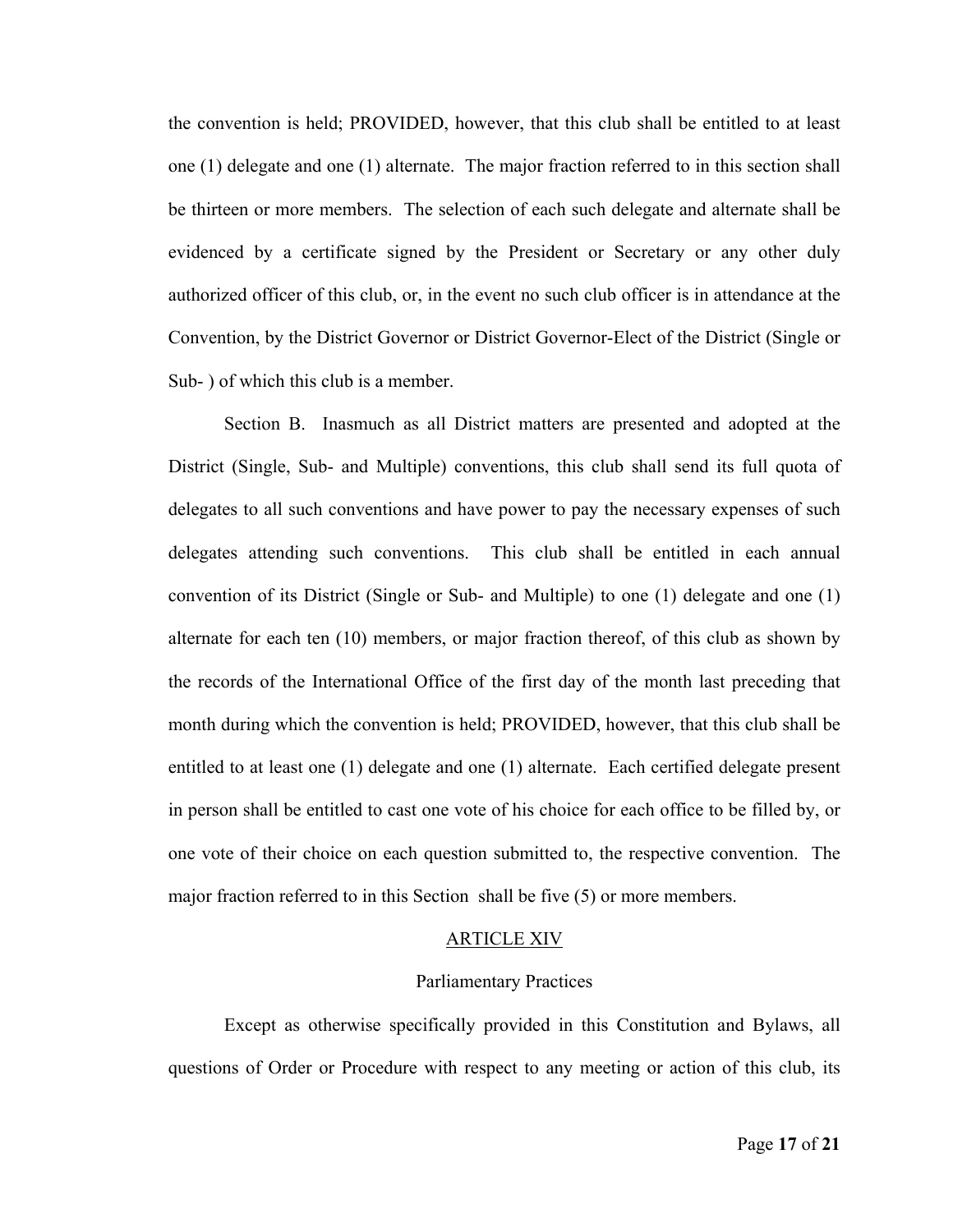the convention is held; PROVIDED, however, that this club shall be entitled to at least one (1) delegate and one (1) alternate. The major fraction referred to in this section shall be thirteen or more members. The selection of each such delegate and alternate shall be evidenced by a certificate signed by the President or Secretary or any other duly authorized officer of this club, or, in the event no such club officer is in attendance at the Convention, by the District Governor or District Governor-Elect of the District (Single or Sub- ) of which this club is a member.

Section B. Inasmuch as all District matters are presented and adopted at the District (Single, Sub- and Multiple) conventions, this club shall send its full quota of delegates to all such conventions and have power to pay the necessary expenses of such delegates attending such conventions. This club shall be entitled in each annual convention of its District (Single or Sub- and Multiple) to one (1) delegate and one (1) alternate for each ten (10) members, or major fraction thereof, of this club as shown by the records of the International Office of the first day of the month last preceding that month during which the convention is held; PROVIDED, however, that this club shall be entitled to at least one (1) delegate and one (1) alternate. Each certified delegate present in person shall be entitled to cast one vote of his choice for each office to be filled by, or one vote of their choice on each question submitted to, the respective convention. The major fraction referred to in this Section shall be five (5) or more members.

## ARTICLE XIV

### Parliamentary Practices

Except as otherwise specifically provided in this Constitution and Bylaws, all questions of Order or Procedure with respect to any meeting or action of this club, its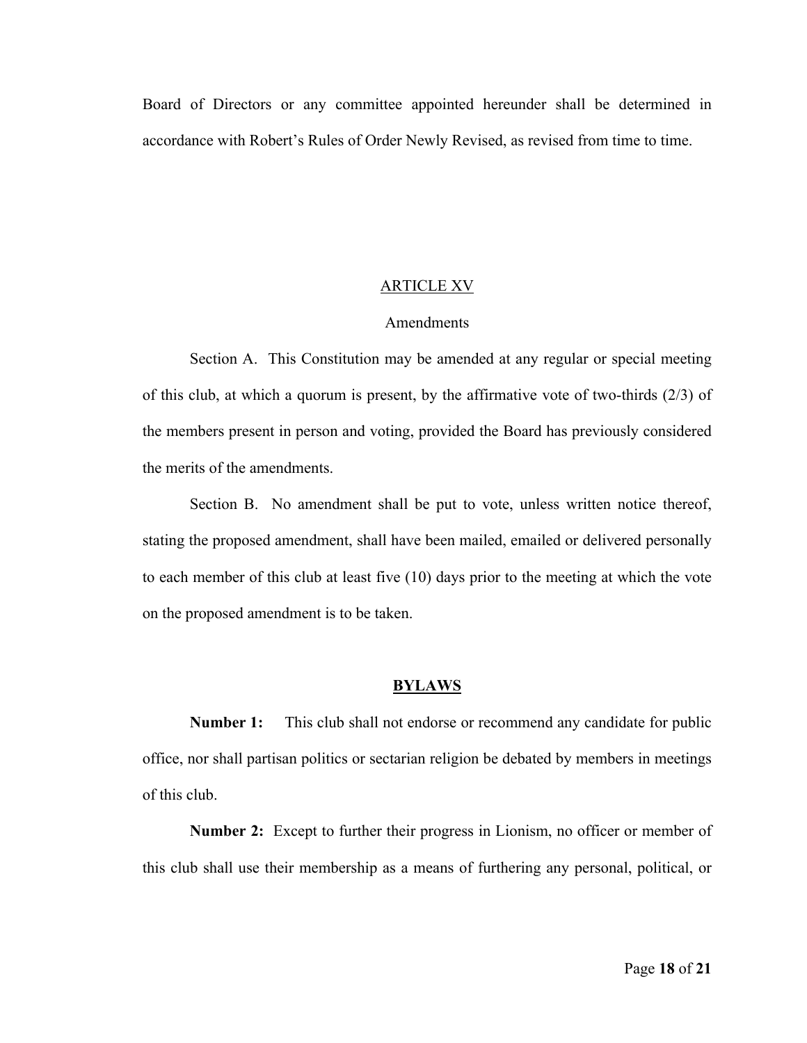Board of Directors or any committee appointed hereunder shall be determined in accordance with Robert's Rules of Order Newly Revised, as revised from time to time.

## ARTICLE XV

### Amendments

Section A. This Constitution may be amended at any regular or special meeting of this club, at which a quorum is present, by the affirmative vote of two-thirds (2/3) of the members present in person and voting, provided the Board has previously considered the merits of the amendments.

Section B. No amendment shall be put to vote, unless written notice thereof, stating the proposed amendment, shall have been mailed, emailed or delivered personally to each member of this club at least five (10) days prior to the meeting at which the vote on the proposed amendment is to be taken.

## BYLAWS

**Number 1:** This club shall not endorse or recommend any candidate for public office, nor shall partisan politics or sectarian religion be debated by members in meetings of this club.

**Number 2:** Except to further their progress in Lionism, no officer or member of this club shall use their membership as a means of furthering any personal, political, or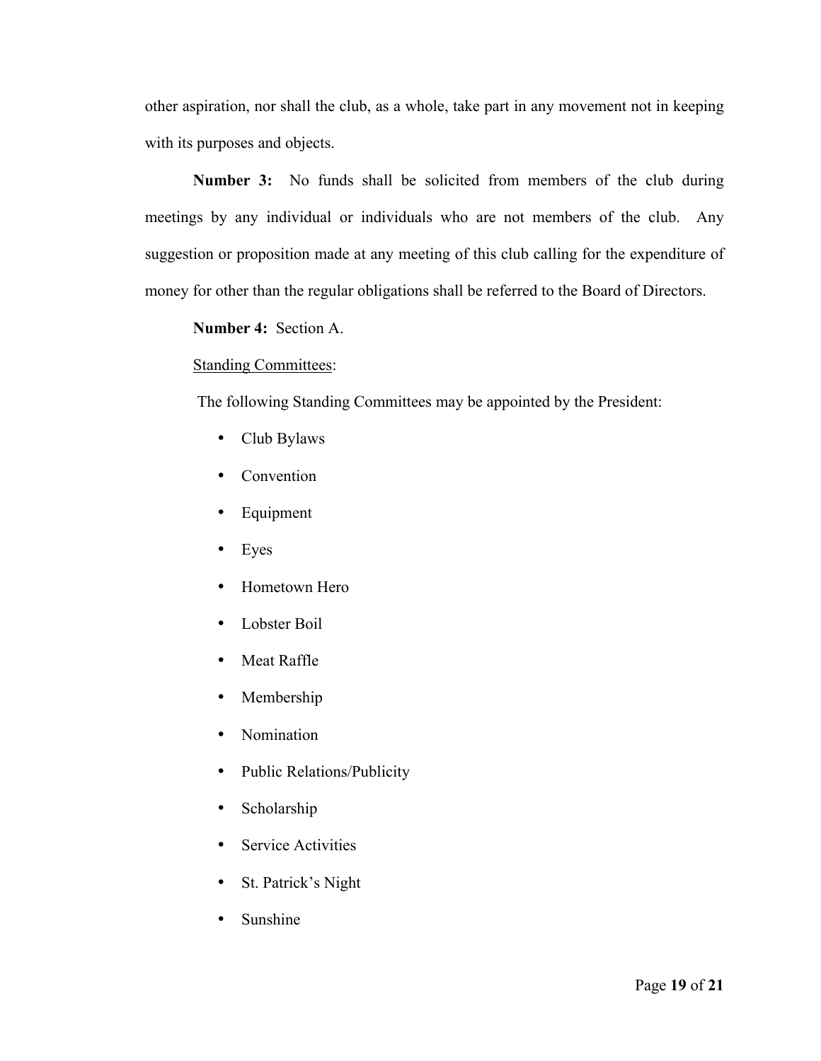other aspiration, nor shall the club, as a whole, take part in any movement not in keeping with its purposes and objects.

**Number 3:** No funds shall be solicited from members of the club during meetings by any individual or individuals who are not members of the club. Any suggestion or proposition made at any meeting of this club calling for the expenditure of money for other than the regular obligations shall be referred to the Board of Directors.

**Number 4:** Section A.

<u>Standing Committees</u>:

The following Standing Committees may be appointed by the President:

- Club Bylaws
- Convention
- Equipment
- Eyes
- Hometown Hero
- Lobster Boil
- Meat Raffle
- Membership
- Nomination
- Public Relations/Publicity
- Scholarship
- Service Activities
- St. Patrick's Night
- Sunshine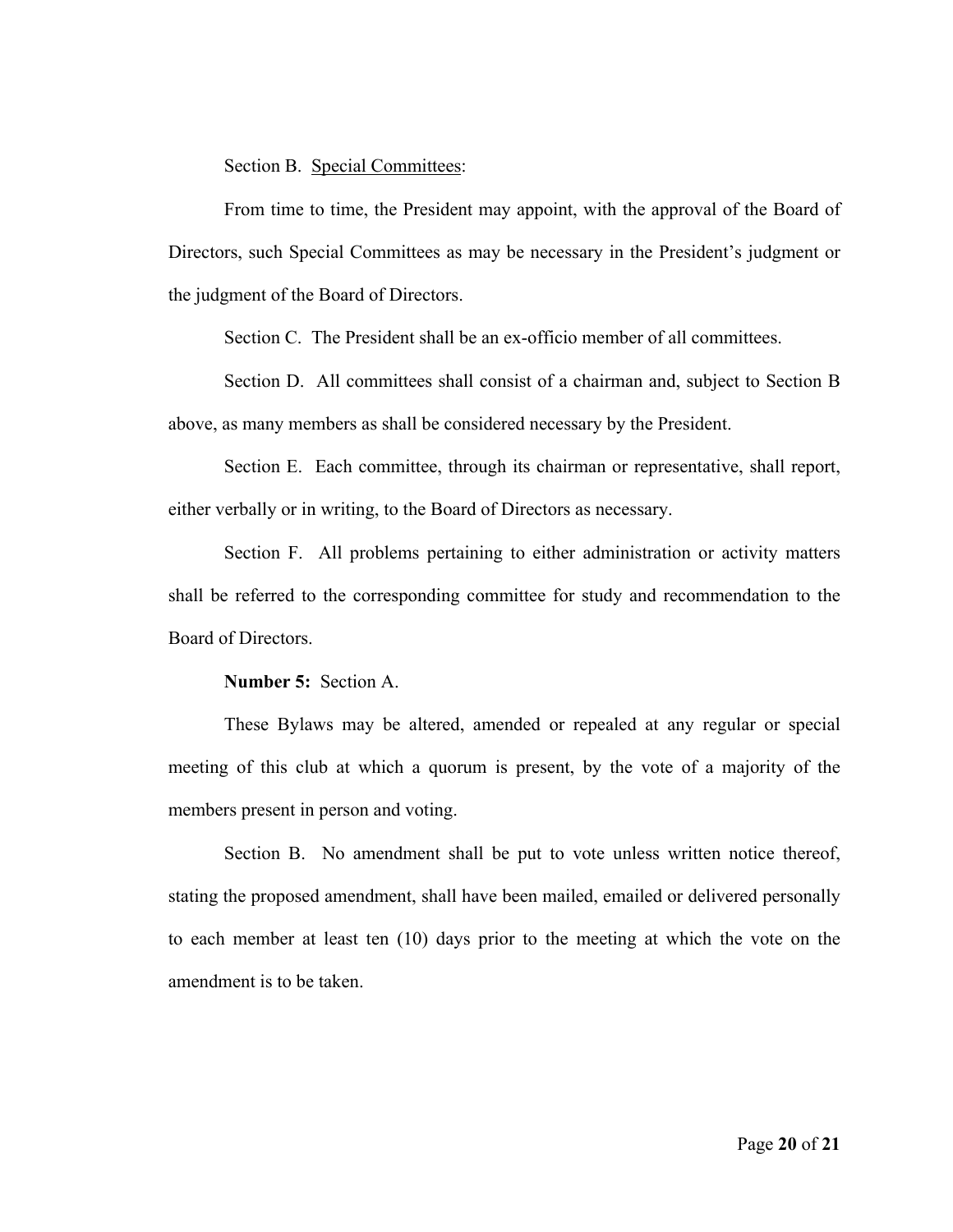Section B. <u>Special Committees</u>:

From time to time, the President may appoint, with the approval of the Board of Directors, such Special Committees as may be necessary in the President's judgment or the judgment of the Board of Directors.

Section C. The President shall be an ex-officio member of all committees.

Section D. All committees shall consist of a chairman and, subject to Section B above, as many members as shall be considered necessary by the President.

Section E. Each committee, through its chairman or representative, shall report, either verbally or in writing, to the Board of Directors as necessary.

Section F. All problems pertaining to either administration or activity matters shall be referred to the corresponding committee for study and recommendation to the Board of Directors.

**Number 5:** Section A.

These Bylaws may be altered, amended or repealed at any regular or special meeting of this club at which a quorum is present, by the vote of a majority of the members present in person and voting.

Section B. No amendment shall be put to vote unless written notice thereof, stating the proposed amendment, shall have been mailed, emailed or delivered personally to each member at least ten (10) days prior to the meeting at which the vote on the amendment is to be taken.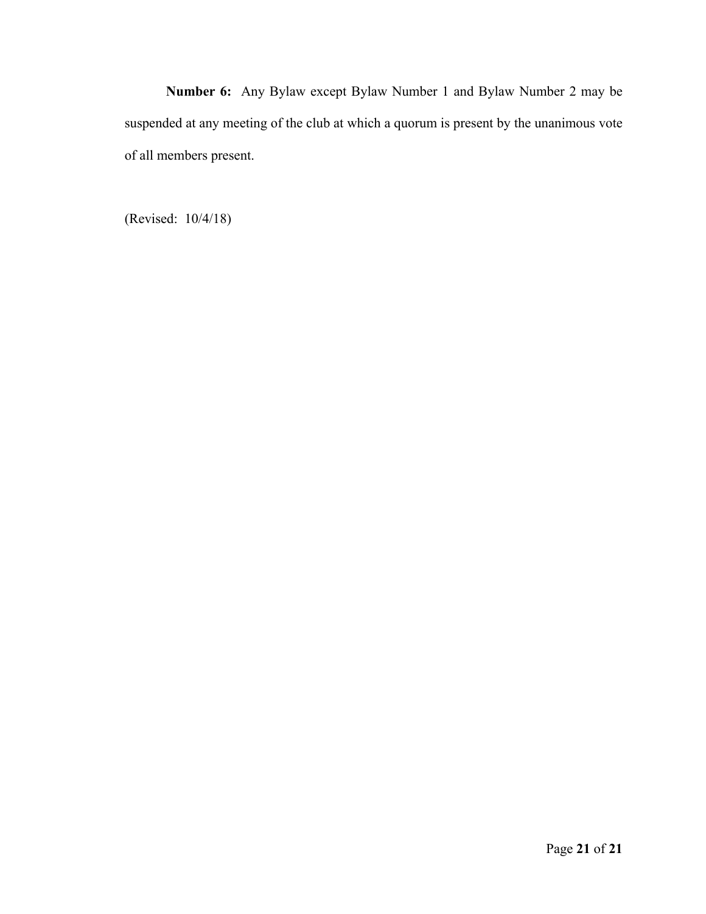**Number 6:** Any Bylaw except Bylaw Number 1 and Bylaw Number 2 may be suspended at any meeting of the club at which a quorum is present by the unanimous vote of all members present.

(Revised: 10/4/18)